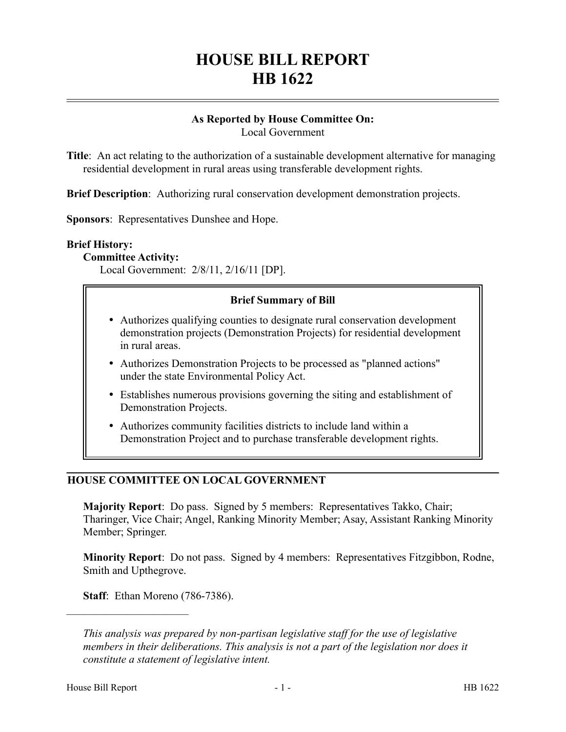# HOUSE BILL REPORT
# HB 1622

**As Reported by House Committee On:**
Local Government

**Title**: An act relating to the authorization of a sustainable development alternative for managing residential development in rural areas using transferable development rights.

**Brief Description**: Authorizing rural conservation development demonstration projects.

**Sponsors**: Representatives Dunshee and Hope.

**Brief History:**

**Committee Activity:**

Local Government: 2/8/11, 2/16/11 [DP].

**Brief Summary of Bill**

- Authorizes qualifying counties to designate rural conservation development demonstration projects (Demonstration Projects) for residential development in rural areas.
- Authorizes Demonstration Projects to be processed as "planned actions" under the state Environmental Policy Act.
- Establishes numerous provisions governing the siting and establishment of Demonstration Projects.
- Authorizes community facilities districts to include land within a Demonstration Project and to purchase transferable development rights.

## HOUSE COMMITTEE ON LOCAL GOVERNMENT

**Majority Report**: Do pass. Signed by 5 members: Representatives Takko, Chair; Tharinger, Vice Chair; Angel, Ranking Minority Member; Asay, Assistant Ranking Minority Member; Springer.

**Minority Report**: Do not pass. Signed by 4 members: Representatives Fitzgibbon, Rodne, Smith and Upthegrove.

**Staff**: Ethan Moreno (786-7386).

---

*This analysis was prepared by non-partisan legislative staff for the use of legislative members in their deliberations. This analysis is not a part of the legislation nor does it constitute a statement of legislative intent.*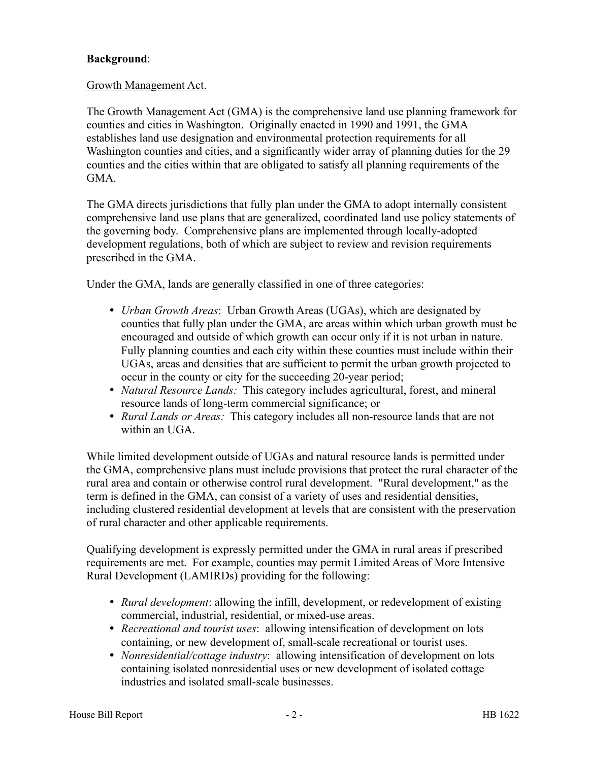**Background**:

Growth Management Act.

The Growth Management Act (GMA) is the comprehensive land use planning framework for counties and cities in Washington. Originally enacted in 1990 and 1991, the GMA establishes land use designation and environmental protection requirements for all Washington counties and cities, and a significantly wider array of planning duties for the 29 counties and the cities within that are obligated to satisfy all planning requirements of the GMA.

The GMA directs jurisdictions that fully plan under the GMA to adopt internally consistent comprehensive land use plans that are generalized, coordinated land use policy statements of the governing body. Comprehensive plans are implemented through locally-adopted development regulations, both of which are subject to review and revision requirements prescribed in the GMA.

Under the GMA, lands are generally classified in one of three categories:

- *Urban Growth Areas*: Urban Growth Areas (UGAs), which are designated by counties that fully plan under the GMA, are areas within which urban growth must be encouraged and outside of which growth can occur only if it is not urban in nature. Fully planning counties and each city within these counties must include within their UGAs, areas and densities that are sufficient to permit the urban growth projected to occur in the county or city for the succeeding 20-year period;
- *Natural Resource Lands:* This category includes agricultural, forest, and mineral resource lands of long-term commercial significance; or
- *Rural Lands or Areas:* This category includes all non-resource lands that are not within an UGA.

While limited development outside of UGAs and natural resource lands is permitted under the GMA, comprehensive plans must include provisions that protect the rural character of the rural area and contain or otherwise control rural development. "Rural development," as the term is defined in the GMA, can consist of a variety of uses and residential densities, including clustered residential development at levels that are consistent with the preservation of rural character and other applicable requirements.

Qualifying development is expressly permitted under the GMA in rural areas if prescribed requirements are met. For example, counties may permit Limited Areas of More Intensive Rural Development (LAMIRDs) providing for the following:

- *Rural development*: allowing the infill, development, or redevelopment of existing commercial, industrial, residential, or mixed-use areas.
- *Recreational and tourist uses*: allowing intensification of development on lots containing, or new development of, small-scale recreational or tourist uses.
- *Nonresidential/cottage industry*: allowing intensification of development on lots containing isolated nonresidential uses or new development of isolated cottage industries and isolated small-scale businesses.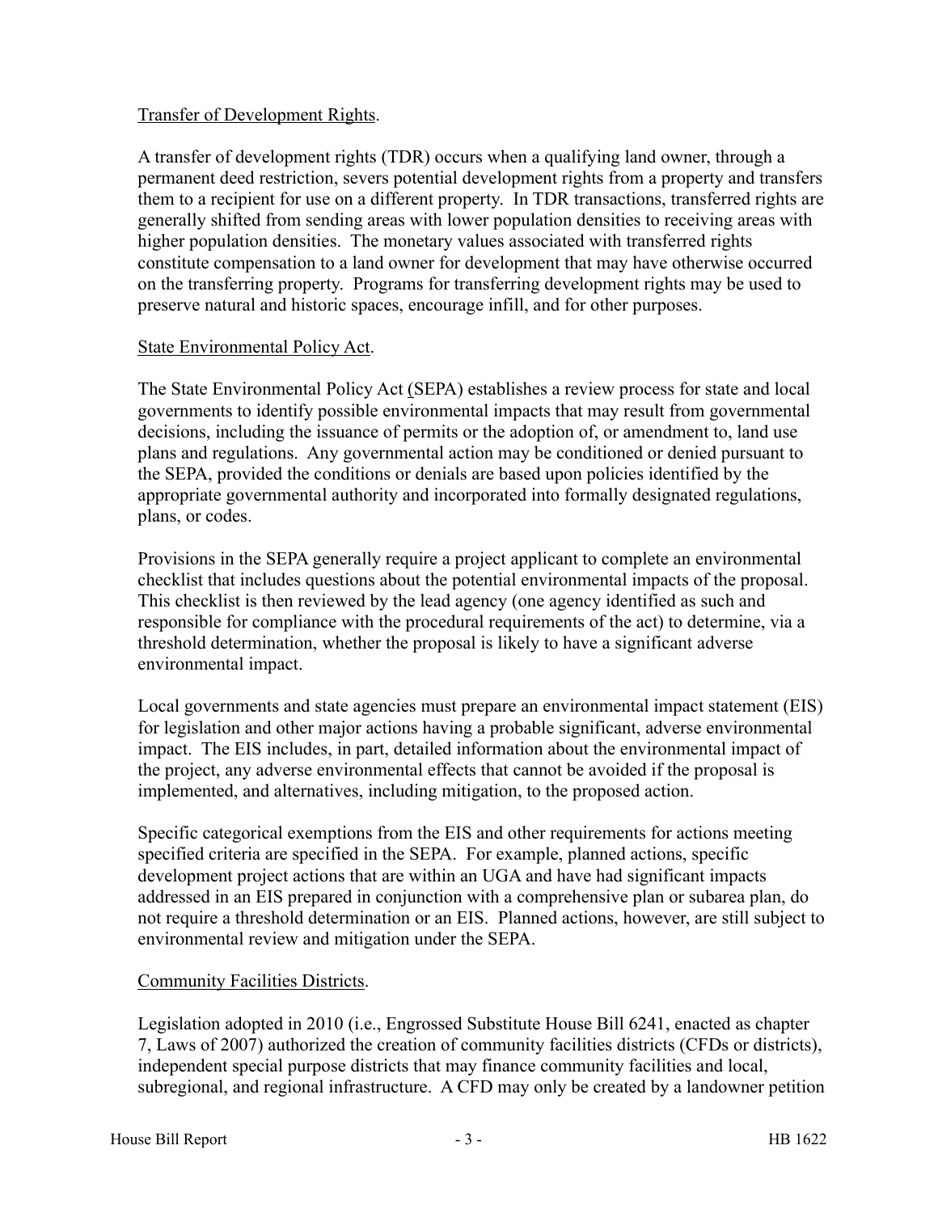Transfer of Development Rights.

A transfer of development rights (TDR) occurs when a qualifying land owner, through a permanent deed restriction, severs potential development rights from a property and transfers them to a recipient for use on a different property. In TDR transactions, transferred rights are generally shifted from sending areas with lower population densities to receiving areas with higher population densities. The monetary values associated with transferred rights constitute compensation to a land owner for development that may have otherwise occurred on the transferring property. Programs for transferring development rights may be used to preserve natural and historic spaces, encourage infill, and for other purposes.

State Environmental Policy Act.

The State Environmental Policy Act (SEPA) establishes a review process for state and local governments to identify possible environmental impacts that may result from governmental decisions, including the issuance of permits or the adoption of, or amendment to, land use plans and regulations. Any governmental action may be conditioned or denied pursuant to the SEPA, provided the conditions or denials are based upon policies identified by the appropriate governmental authority and incorporated into formally designated regulations, plans, or codes.

Provisions in the SEPA generally require a project applicant to complete an environmental checklist that includes questions about the potential environmental impacts of the proposal. This checklist is then reviewed by the lead agency (one agency identified as such and responsible for compliance with the procedural requirements of the act) to determine, via a threshold determination, whether the proposal is likely to have a significant adverse environmental impact.

Local governments and state agencies must prepare an environmental impact statement (EIS) for legislation and other major actions having a probable significant, adverse environmental impact. The EIS includes, in part, detailed information about the environmental impact of the project, any adverse environmental effects that cannot be avoided if the proposal is implemented, and alternatives, including mitigation, to the proposed action.

Specific categorical exemptions from the EIS and other requirements for actions meeting specified criteria are specified in the SEPA. For example, planned actions, specific development project actions that are within an UGA and have had significant impacts addressed in an EIS prepared in conjunction with a comprehensive plan or subarea plan, do not require a threshold determination or an EIS. Planned actions, however, are still subject to environmental review and mitigation under the SEPA.

Community Facilities Districts.

Legislation adopted in 2010 (i.e., Engrossed Substitute House Bill 6241, enacted as chapter 7, Laws of 2007) authorized the creation of community facilities districts (CFDs or districts), independent special purpose districts that may finance community facilities and local, subregional, and regional infrastructure. A CFD may only be created by a landowner petition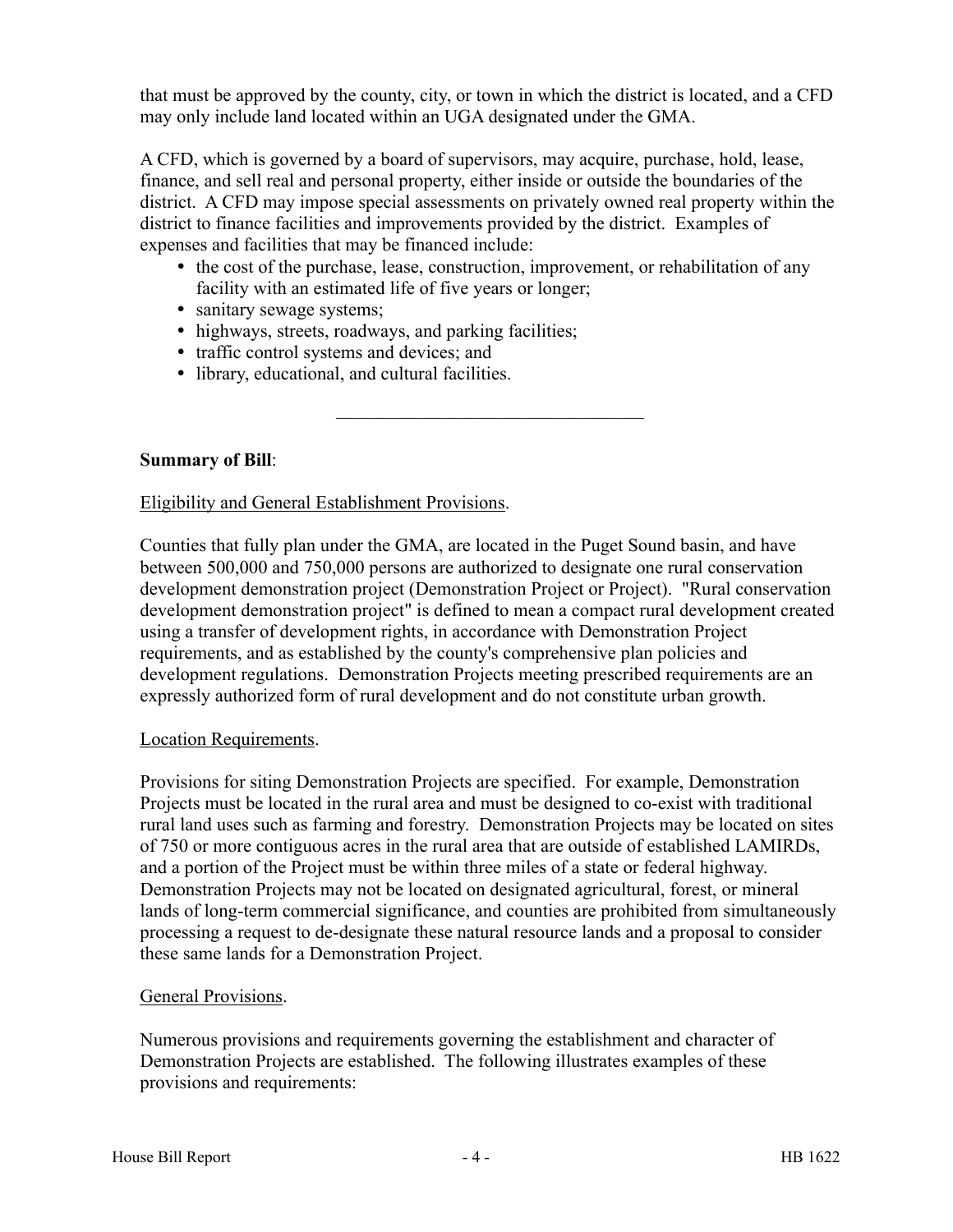that must be approved by the county, city, or town in which the district is located, and a CFD may only include land located within an UGA designated under the GMA.

A CFD, which is governed by a board of supervisors, may acquire, purchase, hold, lease, finance, and sell real and personal property, either inside or outside the boundaries of the district. A CFD may impose special assessments on privately owned real property within the district to finance facilities and improvements provided by the district. Examples of expenses and facilities that may be financed include:

- the cost of the purchase, lease, construction, improvement, or rehabilitation of any facility with an estimated life of five years or longer;
- sanitary sewage systems;
- highways, streets, roadways, and parking facilities;
- traffic control systems and devices; and
- library, educational, and cultural facilities.

---

**Summary of Bill**:

Eligibility and General Establishment Provisions.

Counties that fully plan under the GMA, are located in the Puget Sound basin, and have between 500,000 and 750,000 persons are authorized to designate one rural conservation development demonstration project (Demonstration Project or Project). "Rural conservation development demonstration project" is defined to mean a compact rural development created using a transfer of development rights, in accordance with Demonstration Project requirements, and as established by the county's comprehensive plan policies and development regulations. Demonstration Projects meeting prescribed requirements are an expressly authorized form of rural development and do not constitute urban growth.

Location Requirements.

Provisions for siting Demonstration Projects are specified. For example, Demonstration Projects must be located in the rural area and must be designed to co-exist with traditional rural land uses such as farming and forestry. Demonstration Projects may be located on sites of 750 or more contiguous acres in the rural area that are outside of established LAMIRDs, and a portion of the Project must be within three miles of a state or federal highway. Demonstration Projects may not be located on designated agricultural, forest, or mineral lands of long-term commercial significance, and counties are prohibited from simultaneously processing a request to de-designate these natural resource lands and a proposal to consider these same lands for a Demonstration Project.

General Provisions.

Numerous provisions and requirements governing the establishment and character of Demonstration Projects are established. The following illustrates examples of these provisions and requirements: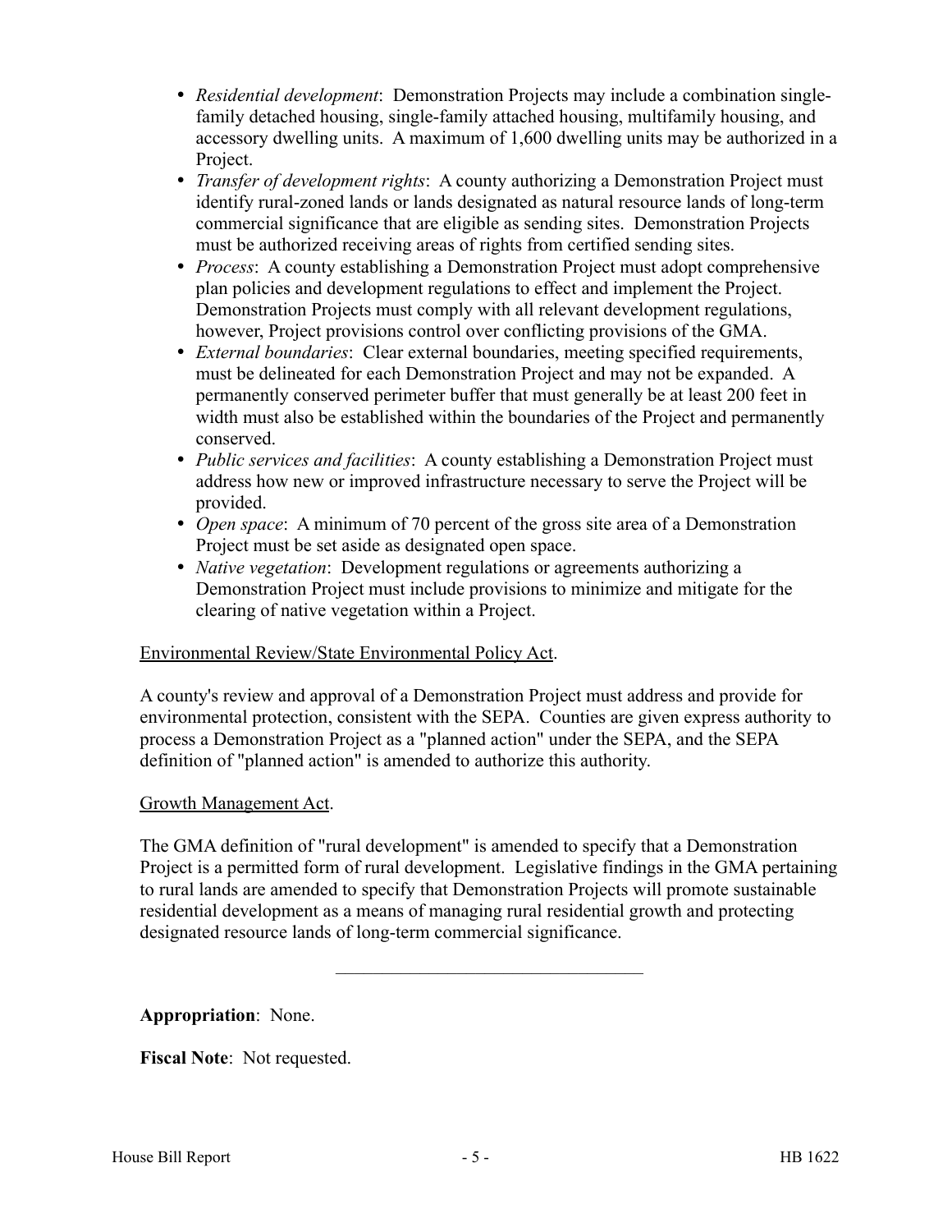- *Residential development*: Demonstration Projects may include a combination single-family detached housing, single-family attached housing, multifamily housing, and accessory dwelling units. A maximum of 1,600 dwelling units may be authorized in a Project.
- *Transfer of development rights*: A county authorizing a Demonstration Project must identify rural-zoned lands or lands designated as natural resource lands of long-term commercial significance that are eligible as sending sites. Demonstration Projects must be authorized receiving areas of rights from certified sending sites.
- *Process*: A county establishing a Demonstration Project must adopt comprehensive plan policies and development regulations to effect and implement the Project. Demonstration Projects must comply with all relevant development regulations, however, Project provisions control over conflicting provisions of the GMA.
- *External boundaries*: Clear external boundaries, meeting specified requirements, must be delineated for each Demonstration Project and may not be expanded. A permanently conserved perimeter buffer that must generally be at least 200 feet in width must also be established within the boundaries of the Project and permanently conserved.
- *Public services and facilities*: A county establishing a Demonstration Project must address how new or improved infrastructure necessary to serve the Project will be provided.
- *Open space*: A minimum of 70 percent of the gross site area of a Demonstration Project must be set aside as designated open space.
- *Native vegetation*: Development regulations or agreements authorizing a Demonstration Project must include provisions to minimize and mitigate for the clearing of native vegetation within a Project.

Environmental Review/State Environmental Policy Act.

A county's review and approval of a Demonstration Project must address and provide for environmental protection, consistent with the SEPA. Counties are given express authority to process a Demonstration Project as a "planned action" under the SEPA, and the SEPA definition of "planned action" is amended to authorize this authority.

Growth Management Act.

The GMA definition of "rural development" is amended to specify that a Demonstration Project is a permitted form of rural development. Legislative findings in the GMA pertaining to rural lands are amended to specify that Demonstration Projects will promote sustainable residential development as a means of managing rural residential growth and protecting designated resource lands of long-term commercial significance.

---

**Appropriation**: None.

**Fiscal Note**: Not requested.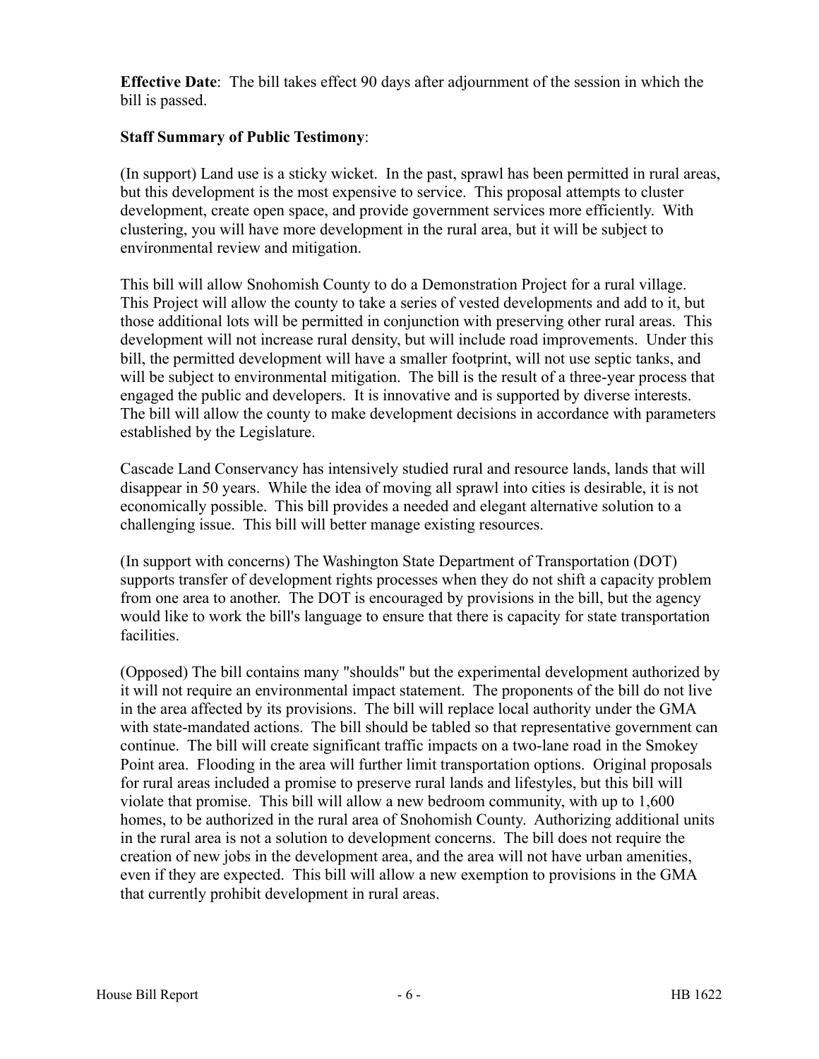**Effective Date**: The bill takes effect 90 days after adjournment of the session in which the bill is passed.

**Staff Summary of Public Testimony**:

(In support) Land use is a sticky wicket. In the past, sprawl has been permitted in rural areas, but this development is the most expensive to service. This proposal attempts to cluster development, create open space, and provide government services more efficiently. With clustering, you will have more development in the rural area, but it will be subject to environmental review and mitigation.

This bill will allow Snohomish County to do a Demonstration Project for a rural village. This Project will allow the county to take a series of vested developments and add to it, but those additional lots will be permitted in conjunction with preserving other rural areas. This development will not increase rural density, but will include road improvements. Under this bill, the permitted development will have a smaller footprint, will not use septic tanks, and will be subject to environmental mitigation. The bill is the result of a three-year process that engaged the public and developers. It is innovative and is supported by diverse interests. The bill will allow the county to make development decisions in accordance with parameters established by the Legislature.

Cascade Land Conservancy has intensively studied rural and resource lands, lands that will disappear in 50 years. While the idea of moving all sprawl into cities is desirable, it is not economically possible. This bill provides a needed and elegant alternative solution to a challenging issue. This bill will better manage existing resources.

(In support with concerns) The Washington State Department of Transportation (DOT) supports transfer of development rights processes when they do not shift a capacity problem from one area to another. The DOT is encouraged by provisions in the bill, but the agency would like to work the bill's language to ensure that there is capacity for state transportation facilities.

(Opposed) The bill contains many "shoulds" but the experimental development authorized by it will not require an environmental impact statement. The proponents of the bill do not live in the area affected by its provisions. The bill will replace local authority under the GMA with state-mandated actions. The bill should be tabled so that representative government can continue. The bill will create significant traffic impacts on a two-lane road in the Smokey Point area. Flooding in the area will further limit transportation options. Original proposals for rural areas included a promise to preserve rural lands and lifestyles, but this bill will violate that promise. This bill will allow a new bedroom community, with up to 1,600 homes, to be authorized in the rural area of Snohomish County. Authorizing additional units in the rural area is not a solution to development concerns. The bill does not require the creation of new jobs in the development area, and the area will not have urban amenities, even if they are expected. This bill will allow a new exemption to provisions in the GMA that currently prohibit development in rural areas.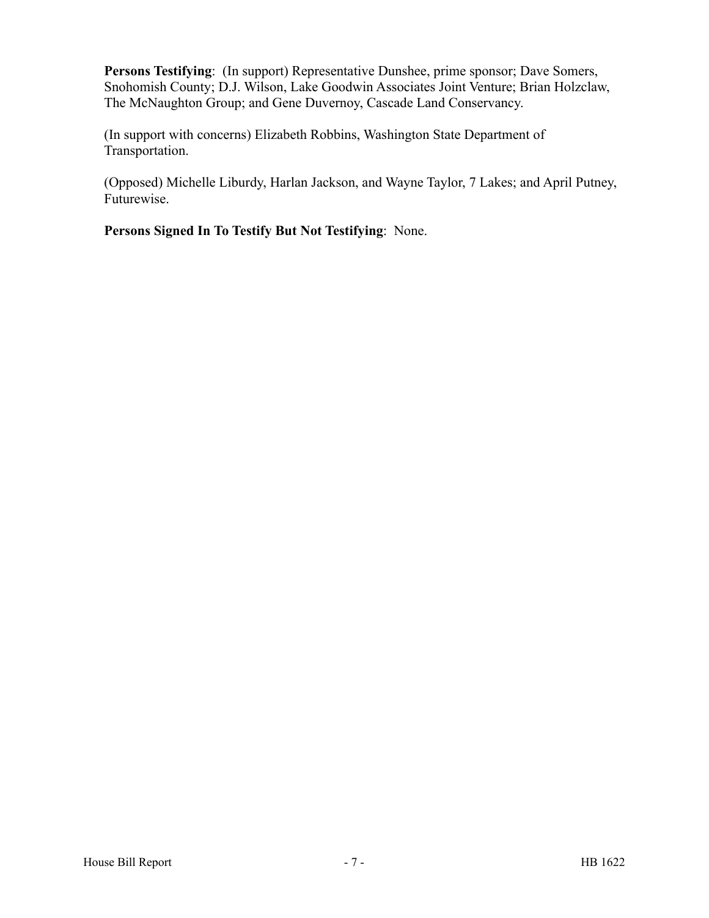**Persons Testifying**: (In support) Representative Dunshee, prime sponsor; Dave Somers, Snohomish County; D.J. Wilson, Lake Goodwin Associates Joint Venture; Brian Holzclaw, The McNaughton Group; and Gene Duvernoy, Cascade Land Conservancy.

(In support with concerns) Elizabeth Robbins, Washington State Department of Transportation.

(Opposed) Michelle Liburdy, Harlan Jackson, and Wayne Taylor, 7 Lakes; and April Putney, Futurewise.

**Persons Signed In To Testify But Not Testifying**: None.